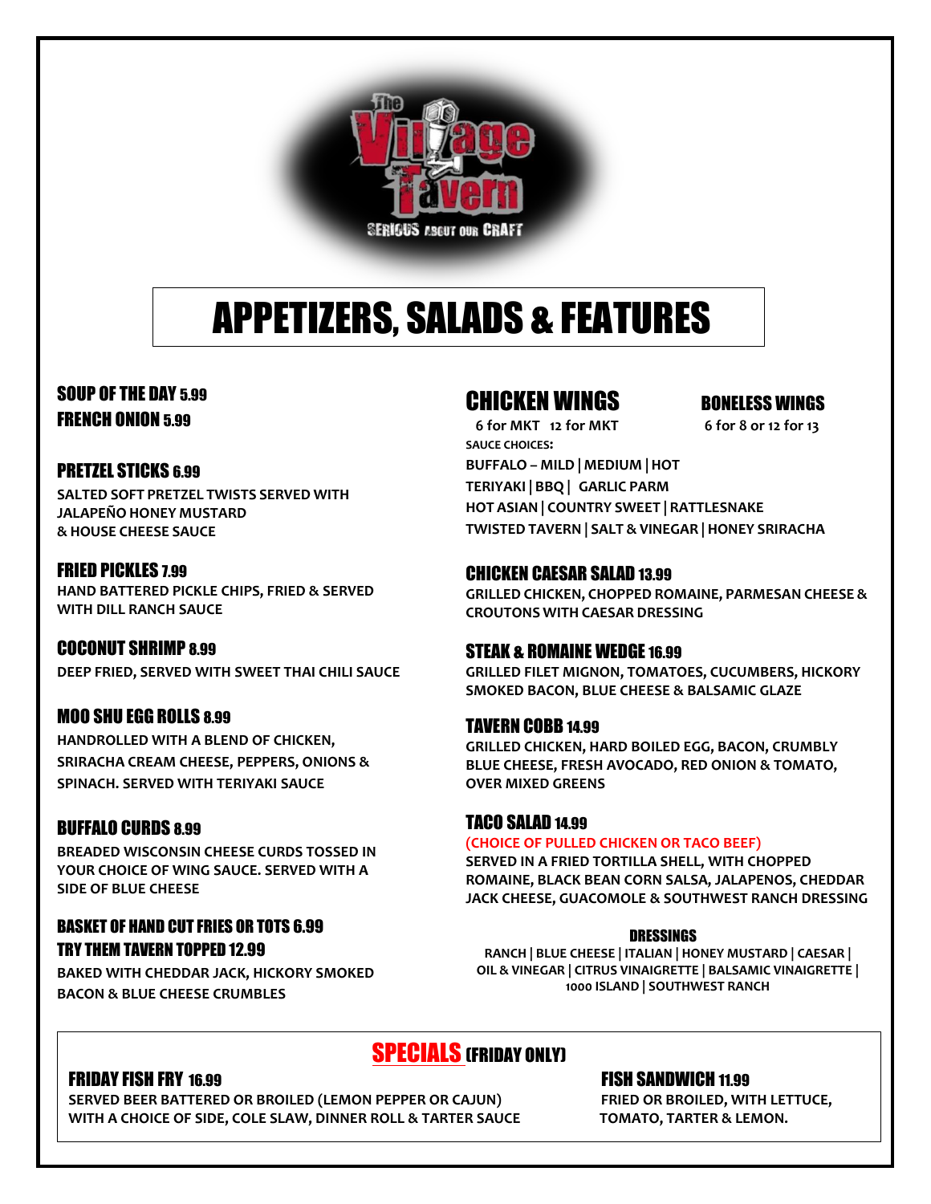The Village Tavern

SERIOUS ABOUT OUR CRAFT

# APPETIZERS, SALADS & FEATURES

## SOUP OF THE DAY 5.99
## FRENCH ONION 5.99

## PRETZEL STICKS 6.99
SALTED SOFT PRETZEL TWISTS SERVED WITH JALAPEÑO HONEY MUSTARD & HOUSE CHEESE SAUCE

## FRIED PICKLES 7.99
HAND BATTERED PICKLE CHIPS, FRIED & SERVED WITH DILL RANCH SAUCE

## COCONUT SHRIMP 8.99
DEEP FRIED, SERVED WITH SWEET THAI CHILI SAUCE

## MOO SHU EGG ROLLS 8.99
HANDROLLED WITH A BLEND OF CHICKEN, SRIRACHA CREAM CHEESE, PEPPERS, ONIONS & SPINACH. SERVED WITH TERIYAKI SAUCE

## BUFFALO CURDS 8.99
BREADED WISCONSIN CHEESE CURDS TOSSED IN YOUR CHOICE OF WING SAUCE. SERVED WITH A SIDE OF BLUE CHEESE

## BASKET OF HAND CUT FRIES OR TOTS 6.99
## TRY THEM TAVERN TOPPED 12.99
BAKED WITH CHEDDAR JACK, HICKORY SMOKED BACON & BLUE CHEESE CRUMBLES

## CHICKEN WINGS
6 for MKT 12 for MKT

## BONELESS WINGS
6 for 8 or 12 for 13

SAUCE CHOICES:

BUFFALO – MILD | MEDIUM | HOT
TERIYAKI | BBQ | GARLIC PARM
HOT ASIAN | COUNTRY SWEET | RATTLESNAKE
TWISTED TAVERN | SALT & VINEGAR | HONEY SRIRACHA

## CHICKEN CAESAR SALAD 13.99
GRILLED CHICKEN, CHOPPED ROMAINE, PARMESAN CHEESE & CROUTONS WITH CAESAR DRESSING

## STEAK & ROMAINE WEDGE 16.99
GRILLED FILET MIGNON, TOMATOES, CUCUMBERS, HICKORY SMOKED BACON, BLUE CHEESE & BALSAMIC GLAZE

## TAVERN COBB 14.99
GRILLED CHICKEN, HARD BOILED EGG, BACON, CRUMBLY BLUE CHEESE, FRESH AVOCADO, RED ONION & TOMATO, OVER MIXED GREENS

## TACO SALAD 14.99
(CHOICE OF PULLED CHICKEN OR TACO BEEF)
SERVED IN A FRIED TORTILLA SHELL, WITH CHOPPED ROMAINE, BLACK BEAN CORN SALSA, JALAPENOS, CHEDDAR JACK CHEESE, GUACOMOLE & SOUTHWEST RANCH DRESSING

### DRESSINGS
RANCH | BLUE CHEESE | ITALIAN | HONEY MUSTARD | CAESAR | OIL & VINEGAR | CITRUS VINAIGRETTE | BALSAMIC VINAIGRETTE | 1000 ISLAND | SOUTHWEST RANCH

# SPECIALS (FRIDAY ONLY)

## FRIDAY FISH FRY 16.99
SERVED BEER BATTERED OR BROILED (LEMON PEPPER OR CAJUN) WITH A CHOICE OF SIDE, COLE SLAW, DINNER ROLL & TARTER SAUCE

## FISH SANDWICH 11.99
FRIED OR BROILED, WITH LETTUCE, TOMATO, TARTER & LEMON.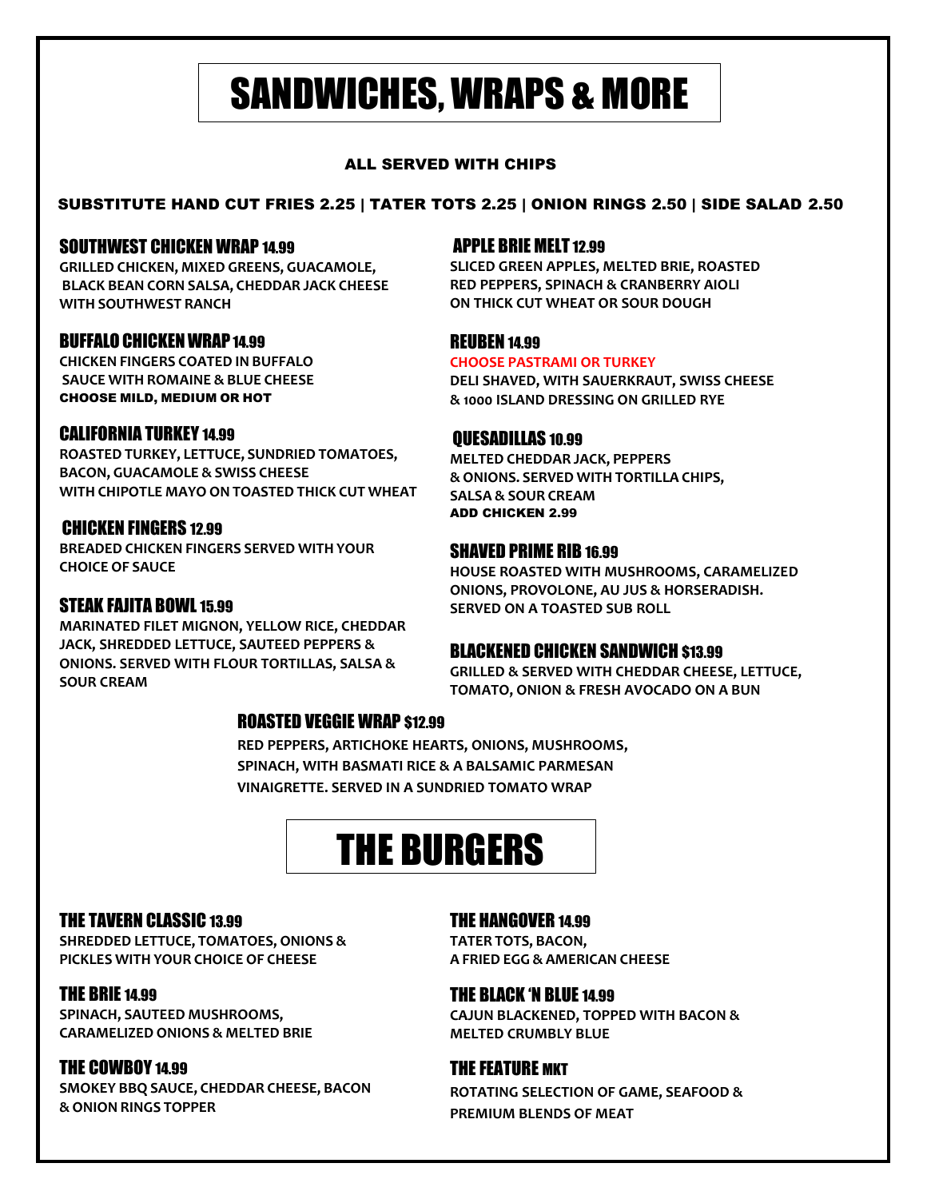# SANDWICHES, WRAPS & MORE

**ALL SERVED WITH CHIPS**

**SUBSTITUTE HAND CUT FRIES 2.25 | TATER TOTS 2.25 | ONION RINGS 2.50 | SIDE SALAD 2.50**

### SOUTHWEST CHICKEN WRAP 14.99
GRILLED CHICKEN, MIXED GREENS, GUACAMOLE, BLACK BEAN CORN SALSA, CHEDDAR JACK CHEESE WITH SOUTHWEST RANCH

### BUFFALO CHICKEN WRAP 14.99
CHICKEN FINGERS COATED IN BUFFALO SAUCE WITH ROMAINE & BLUE CHEESE
**CHOOSE MILD, MEDIUM OR HOT**

### CALIFORNIA TURKEY 14.99
ROASTED TURKEY, LETTUCE, SUNDRIED TOMATOES, BACON, GUACAMOLE & SWISS CHEESE WITH CHIPOTLE MAYO ON TOASTED THICK CUT WHEAT

### CHICKEN FINGERS 12.99
BREADED CHICKEN FINGERS SERVED WITH YOUR CHOICE OF SAUCE

### STEAK FAJITA BOWL 15.99
MARINATED FILET MIGNON, YELLOW RICE, CHEDDAR JACK, SHREDDED LETTUCE, SAUTEED PEPPERS & ONIONS. SERVED WITH FLOUR TORTILLAS, SALSA & SOUR CREAM

### APPLE BRIE MELT 12.99
SLICED GREEN APPLES, MELTED BRIE, ROASTED RED PEPPERS, SPINACH & CRANBERRY AIOLI ON THICK CUT WHEAT OR SOUR DOUGH

### REUBEN 14.99
CHOOSE PASTRAMI OR TURKEY
DELI SHAVED, WITH SAUERKRAUT, SWISS CHEESE & 1000 ISLAND DRESSING ON GRILLED RYE

### QUESADILLAS 10.99
MELTED CHEDDAR JACK, PEPPERS & ONIONS. SERVED WITH TORTILLA CHIPS, SALSA & SOUR CREAM
**ADD CHICKEN 2.99**

### SHAVED PRIME RIB 16.99
HOUSE ROASTED WITH MUSHROOMS, CARAMELIZED ONIONS, PROVOLONE, AU JUS & HORSERADISH. SERVED ON A TOASTED SUB ROLL

### BLACKENED CHICKEN SANDWICH $13.99
GRILLED & SERVED WITH CHEDDAR CHEESE, LETTUCE, TOMATO, ONION & FRESH AVOCADO ON A BUN

### ROASTED VEGGIE WRAP $12.99
RED PEPPERS, ARTICHOKE HEARTS, ONIONS, MUSHROOMS, SPINACH, WITH BASMATI RICE & A BALSAMIC PARMESAN VINAIGRETTE. SERVED IN A SUNDRIED TOMATO WRAP

# THE BURGERS

### THE TAVERN CLASSIC 13.99
SHREDDED LETTUCE, TOMATOES, ONIONS & PICKLES WITH YOUR CHOICE OF CHEESE

### THE BRIE 14.99
SPINACH, SAUTEED MUSHROOMS, CARAMELIZED ONIONS & MELTED BRIE

### THE COWBOY 14.99
SMOKEY BBQ SAUCE, CHEDDAR CHEESE, BACON & ONION RINGS TOPPER

### THE HANGOVER 14.99
TATER TOTS, BACON, A FRIED EGG & AMERICAN CHEESE

### THE BLACK 'N BLUE 14.99
CAJUN BLACKENED, TOPPED WITH BACON & MELTED CRUMBLY BLUE

### THE FEATURE MKT
ROTATING SELECTION OF GAME, SEAFOOD & PREMIUM BLENDS OF MEAT